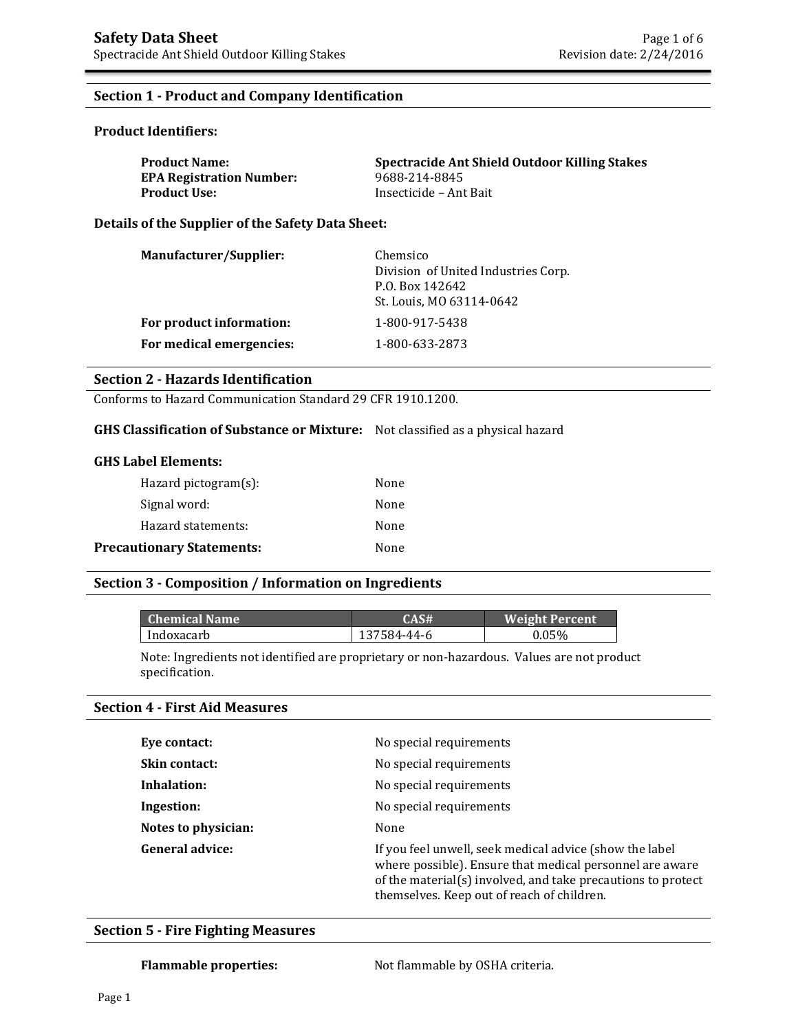# Safety Data Sheet

Spectracide Ant Shield Outdoor Killing Stakes

Revision date: 2/24/2016

## Section 1 - Product and Company Identification

### Product Identifiers:

**Product Name:** **Spectracide Ant Shield Outdoor Killing Stakes**
**EPA Registration Number:** 9688-214-8845
**Product Use:** Insecticide – Ant Bait

### Details of the Supplier of the Safety Data Sheet:

**Manufacturer/Supplier:** Chemsico
Division of United Industries Corp.
P.O. Box 142642
St. Louis, MO 63114-0642

**For product information:** 1-800-917-5438

**For medical emergencies:** 1-800-633-2873

## Section 2 - Hazards Identification

Conforms to Hazard Communication Standard 29 CFR 1910.1200.

**GHS Classification of Substance or Mixture:** Not classified as a physical hazard

### GHS Label Elements:

Hazard pictogram(s): None

Signal word: None

Hazard statements: None

**Precautionary Statements:** None

## Section 3 - Composition / Information on Ingredients

| Chemical Name | CAS# | Weight Percent |
| --- | --- | --- |
| Indoxacarb | 137584-44-6 | 0.05% |

Note: Ingredients not identified are proprietary or non-hazardous. Values are not product specification.

## Section 4 - First Aid Measures

**Eye contact:** No special requirements

**Skin contact:** No special requirements

**Inhalation:** No special requirements

**Ingestion:** No special requirements

**Notes to physician:** None

**General advice:** If you feel unwell, seek medical advice (show the label where possible). Ensure that medical personnel are aware of the material(s) involved, and take precautions to protect themselves. Keep out of reach of children.

## Section 5 - Fire Fighting Measures

**Flammable properties:** Not flammable by OSHA criteria.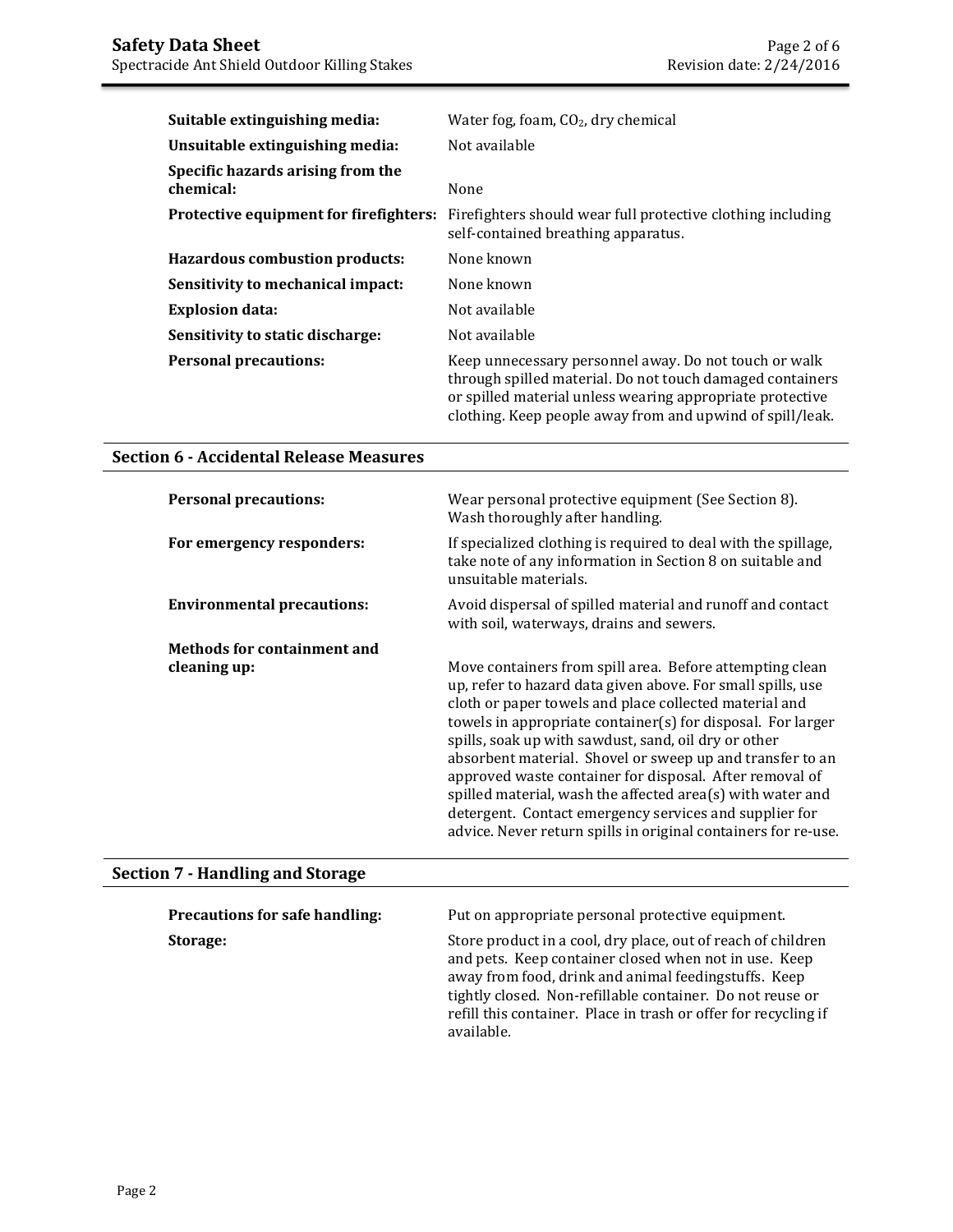| | |
|---|---|
| **Suitable extinguishing media:** | Water fog, foam, $CO_2$, dry chemical |
| **Unsuitable extinguishing media:** | Not available |
| **Specific hazards arising from the chemical:** | None |
| **Protective equipment for firefighters:** | Firefighters should wear full protective clothing including self-contained breathing apparatus. |
| **Hazardous combustion products:** | None known |
| **Sensitivity to mechanical impact:** | None known |
| **Explosion data:** | Not available |
| **Sensitivity to static discharge:** | Not available |
| **Personal precautions:** | Keep unnecessary personnel away. Do not touch or walk through spilled material. Do not touch damaged containers or spilled material unless wearing appropriate protective clothing. Keep people away from and upwind of spill/leak. |

## Section 6 - Accidental Release Measures

| | |
|---|---|
| **Personal precautions:** | Wear personal protective equipment (See Section 8). Wash thoroughly after handling. |
| **For emergency responders:** | If specialized clothing is required to deal with the spillage, take note of any information in Section 8 on suitable and unsuitable materials. |
| **Environmental precautions:** | Avoid dispersal of spilled material and runoff and contact with soil, waterways, drains and sewers. |
| **Methods for containment and cleaning up:** | Move containers from spill area. Before attempting clean up, refer to hazard data given above. For small spills, use cloth or paper towels and place collected material and towels in appropriate container(s) for disposal. For larger spills, soak up with sawdust, sand, oil dry or other absorbent material. Shovel or sweep up and transfer to an approved waste container for disposal. After removal of spilled material, wash the affected area(s) with water and detergent. Contact emergency services and supplier for advice. Never return spills in original containers for re-use. |

## Section 7 - Handling and Storage

| | |
|---|---|
| **Precautions for safe handling:** | Put on appropriate personal protective equipment. |
| **Storage:** | Store product in a cool, dry place, out of reach of children and pets. Keep container closed when not in use. Keep away from food, drink and animal feedingstuffs. Keep tightly closed. Non-refillable container. Do not reuse or refill this container. Place in trash or offer for recycling if available. |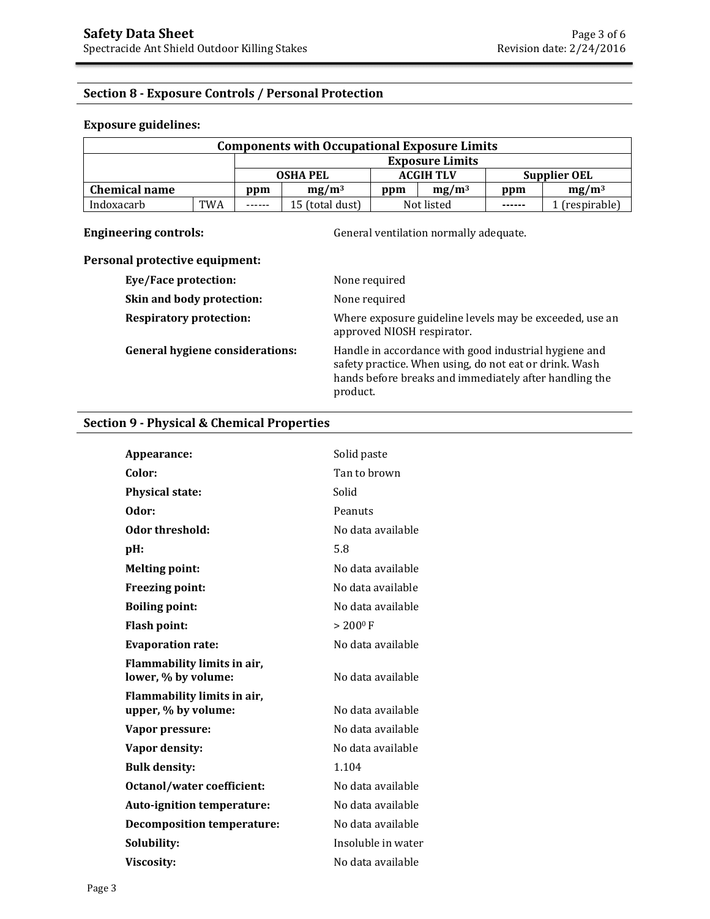## Section 8 - Exposure Controls / Personal Protection

**Exposure guidelines:**

| Components with Occupational Exposure Limits | | | | | | | |
|---|---|---|---|---|---|---|---|
| | | Exposure Limits | | | | | |
| | | OSHA PEL | | ACGIH TLV | | Supplier OEL | |
| **Chemical name** | | **ppm** | **mg/m³** | **ppm** | **mg/m³** | **ppm** | **mg/m³** |
| Indoxacarb | TWA | ------ | 15 (total dust) | Not listed | | ------ | 1 (respirable) |

**Engineering controls:** General ventilation normally adequate.

**Personal protective equipment:**

**Eye/Face protection:** None required

**Skin and body protection:** None required

**Respiratory protection:** Where exposure guideline levels may be exceeded, use an approved NIOSH respirator.

**General hygiene considerations:** Handle in accordance with good industrial hygiene and safety practice. When using, do not eat or drink. Wash hands before breaks and immediately after handling the product.

## Section 9 - Physical & Chemical Properties

**Appearance:** Solid paste

**Color:** Tan to brown

**Physical state:** Solid

**Odor:** Peanuts

**Odor threshold:** No data available

**pH:** 5.8

**Melting point:** No data available

**Freezing point:** No data available

**Boiling point:** No data available

**Flash point:** > 200° F

**Evaporation rate:** No data available

**Flammability limits in air, lower, % by volume:** No data available

**Flammability limits in air, upper, % by volume:** No data available

**Vapor pressure:** No data available

**Vapor density:** No data available

**Bulk density:** 1.104

**Octanol/water coefficient:** No data available

**Auto-ignition temperature:** No data available

**Decomposition temperature:** No data available

**Solubility:** Insoluble in water

**Viscosity:** No data available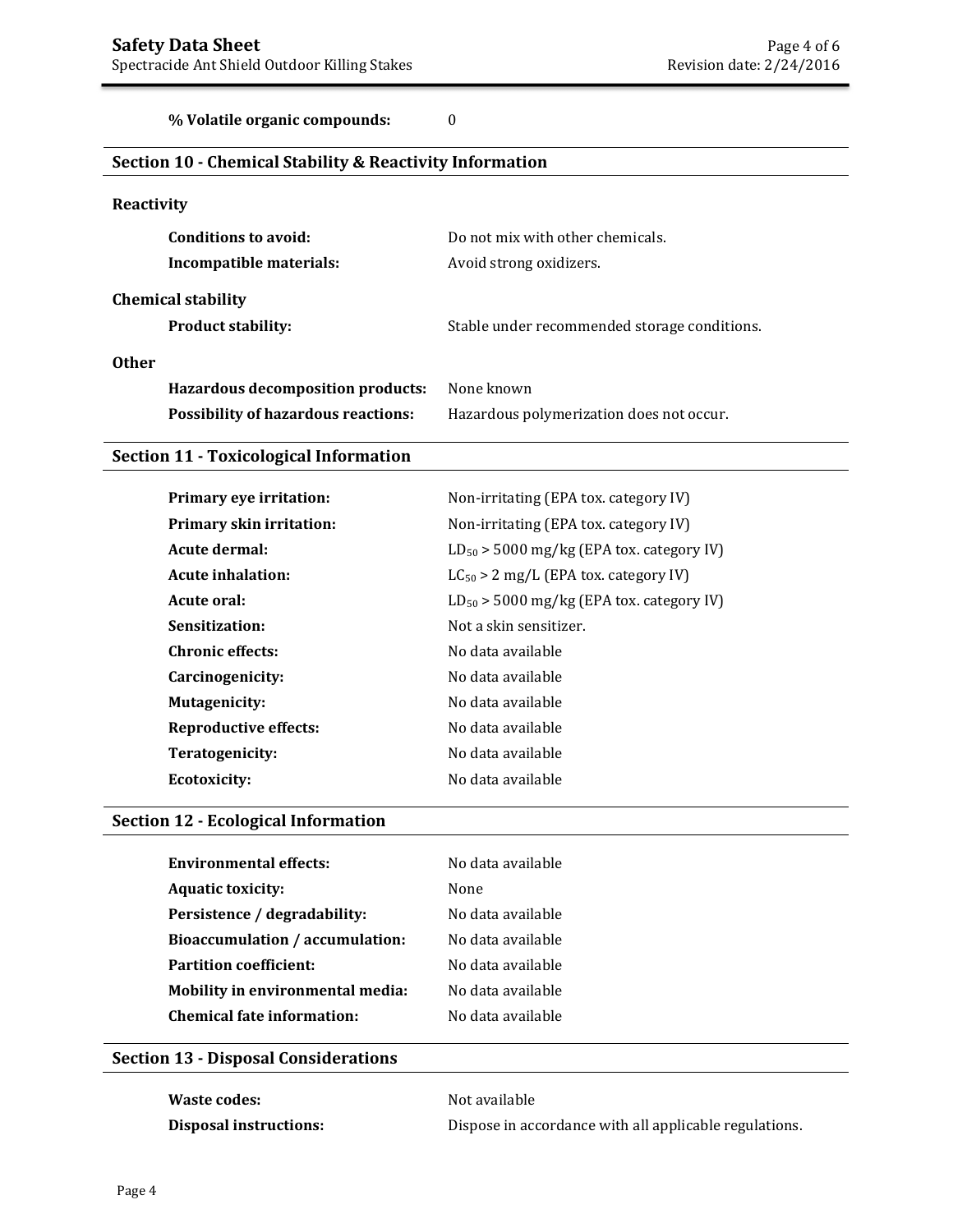**% Volatile organic compounds:** 0

## Section 10 - Chemical Stability & Reactivity Information

### Reactivity

**Conditions to avoid:** Do not mix with other chemicals.

**Incompatible materials:** Avoid strong oxidizers.

### Chemical stability

**Product stability:** Stable under recommended storage conditions.

### Other

**Hazardous decomposition products:** None known

**Possibility of hazardous reactions:** Hazardous polymerization does not occur.

## Section 11 - Toxicological Information

**Primary eye irritation:** Non-irritating (EPA tox. category IV)

**Primary skin irritation:** Non-irritating (EPA tox. category IV)

**Acute dermal:** $LD_{50}$ > 5000 mg/kg (EPA tox. category IV)

**Acute inhalation:** $LC_{50}$ > 2 mg/L (EPA tox. category IV)

**Acute oral:** $LD_{50}$ > 5000 mg/kg (EPA tox. category IV)

**Sensitization:** Not a skin sensitizer.

**Chronic effects:** No data available

**Carcinogenicity:** No data available

**Mutagenicity:** No data available

**Reproductive effects:** No data available

**Teratogenicity:** No data available

**Ecotoxicity:** No data available

## Section 12 - Ecological Information

**Environmental effects:** No data available

**Aquatic toxicity:** None

**Persistence / degradability:** No data available

**Bioaccumulation / accumulation:** No data available

**Partition coefficient:** No data available

**Mobility in environmental media:** No data available

**Chemical fate information:** No data available

## Section 13 - Disposal Considerations

**Waste codes:** Not available

**Disposal instructions:** Dispose in accordance with all applicable regulations.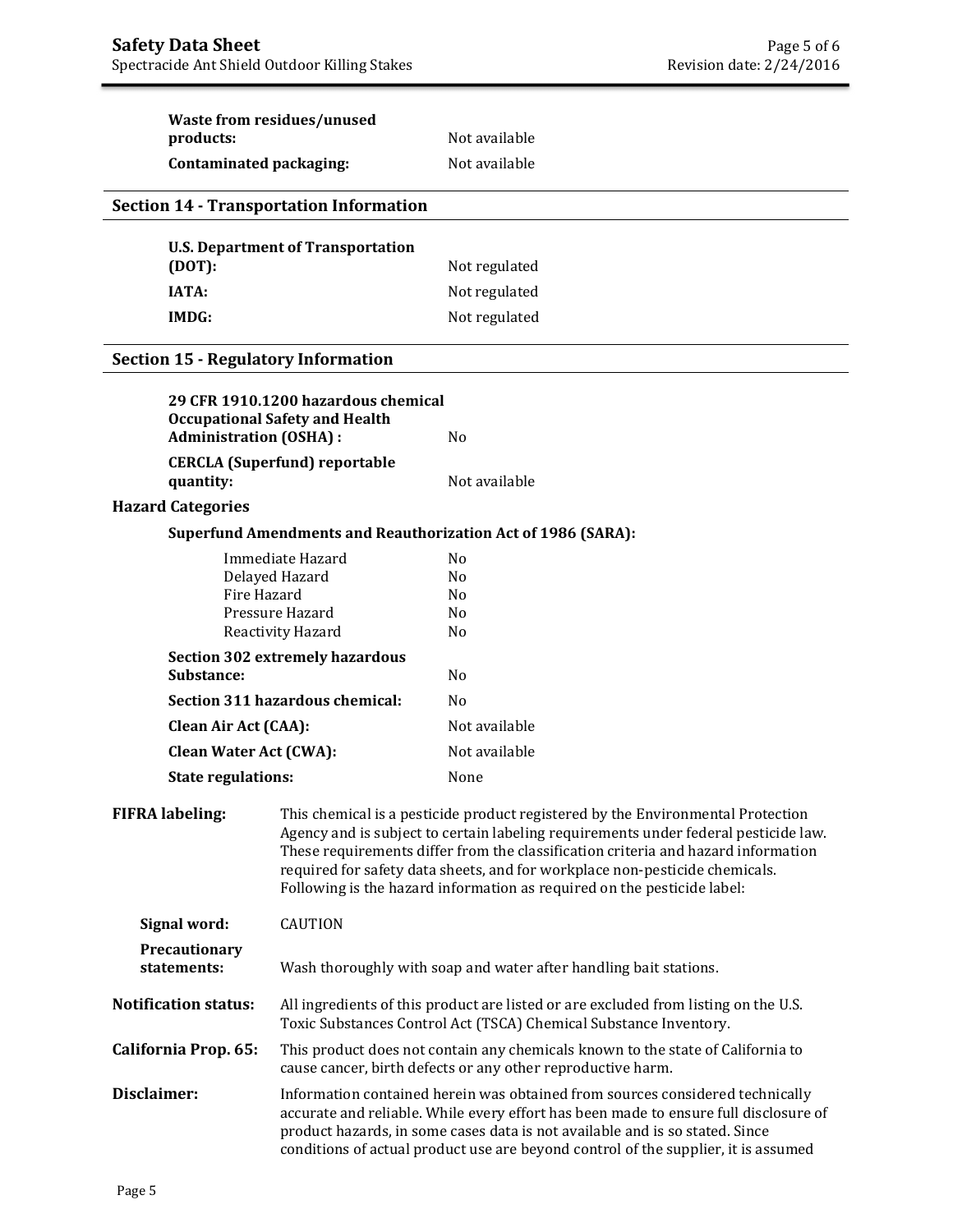**Waste from residues/unused products:** Not available

**Contaminated packaging:** Not available

## Section 14 - Transportation Information

| | |
|---|---|
| **U.S. Department of Transportation (DOT):** | Not regulated |
| **IATA:** | Not regulated |
| **IMDG:** | Not regulated |

## Section 15 - Regulatory Information

| | |
|---|---|
| **29 CFR 1910.1200 hazardous chemical Occupational Safety and Health Administration (OSHA) :** | No |
| **CERCLA (Superfund) reportable quantity:** | Not available |

### Hazard Categories

**Superfund Amendments and Reauthorization Act of 1986 (SARA):**

| | |
|---|---|
| Immediate Hazard | No |
| Delayed Hazard | No |
| Fire Hazard | No |
| Pressure Hazard | No |
| Reactivity Hazard | No |

| | |
|---|---|
| **Section 302 extremely hazardous Substance:** | No |
| **Section 311 hazardous chemical:** | No |
| **Clean Air Act (CAA):** | Not available |
| **Clean Water Act (CWA):** | Not available |
| **State regulations:** | None |

**FIFRA labeling:** This chemical is a pesticide product registered by the Environmental Protection Agency and is subject to certain labeling requirements under federal pesticide law. These requirements differ from the classification criteria and hazard information required for safety data sheets, and for workplace non-pesticide chemicals. Following is the hazard information as required on the pesticide label:

**Signal word:** CAUTION

**Precautionary statements:** Wash thoroughly with soap and water after handling bait stations.

**Notification status:** All ingredients of this product are listed or are excluded from listing on the U.S. Toxic Substances Control Act (TSCA) Chemical Substance Inventory.

**California Prop. 65:** This product does not contain any chemicals known to the state of California to cause cancer, birth defects or any other reproductive harm.

**Disclaimer:** Information contained herein was obtained from sources considered technically accurate and reliable. While every effort has been made to ensure full disclosure of product hazards, in some cases data is not available and is so stated. Since conditions of actual product use are beyond control of the supplier, it is assumed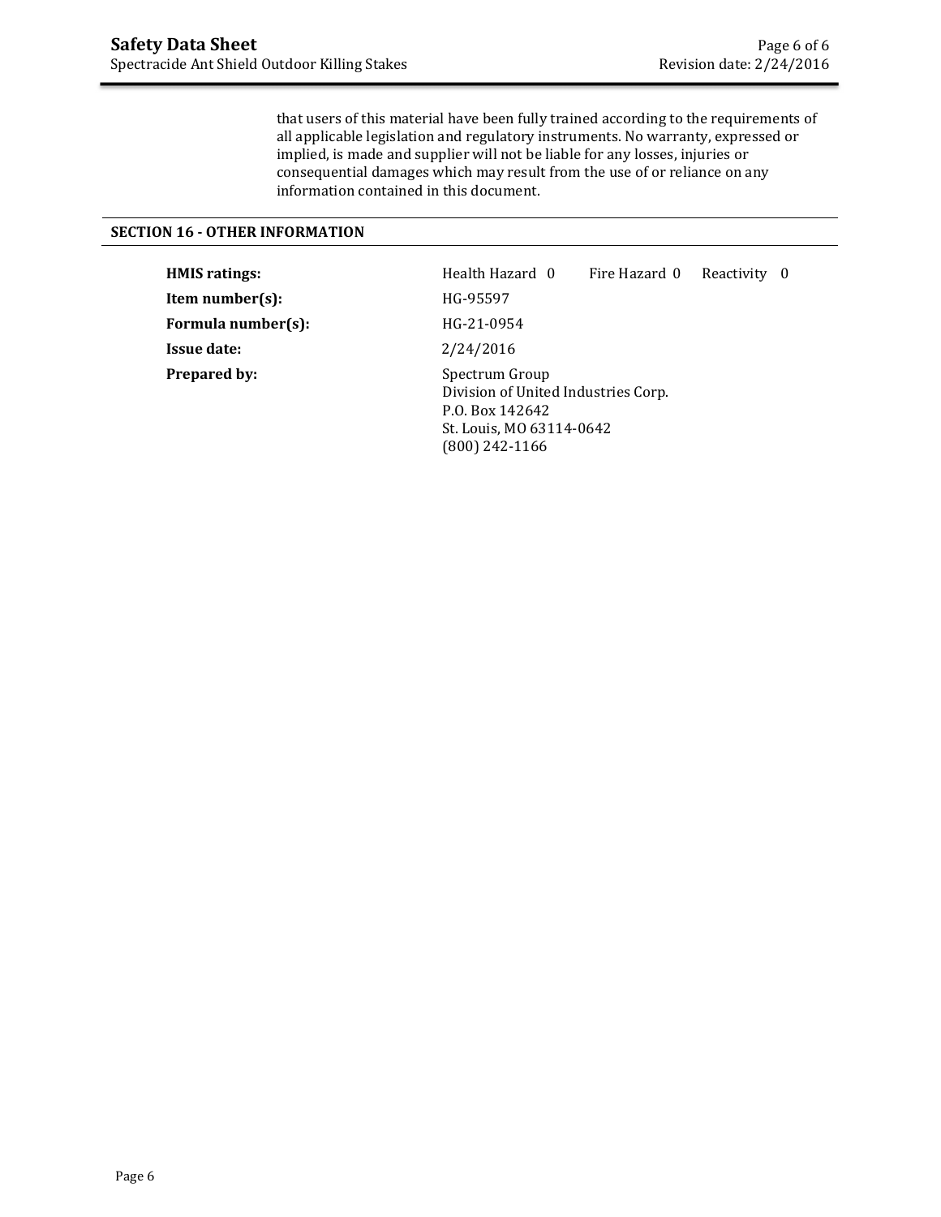that users of this material have been fully trained according to the requirements of all applicable legislation and regulatory instruments. No warranty, expressed or implied, is made and supplier will not be liable for any losses, injuries or consequential damages which may result from the use of or reliance on any information contained in this document.

## SECTION 16 - OTHER INFORMATION

| | |
|---|---|
| **HMIS ratings:** | Health Hazard 0 Fire Hazard 0 Reactivity 0 |
| **Item number(s):** | HG-95597 |
| **Formula number(s):** | HG-21-0954 |
| **Issue date:** | 2/24/2016 |
| **Prepared by:** | Spectrum Group<br>Division of United Industries Corp.<br>P.O. Box 142642<br>St. Louis, MO 63114-0642<br>(800) 242-1166 |